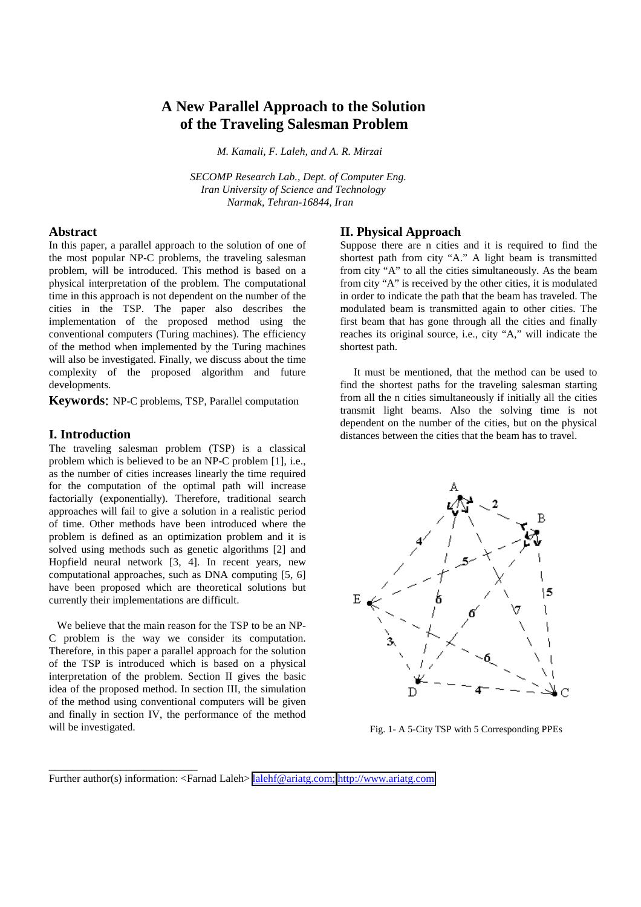# A New Parallel Approach to the Solution of the Traveling Salesman Problem

*M. Kamali, F. Laleh, and A. R. Mirzai*

*SECOMP Research Lab., Dept. of Computer Eng.*
*Iran University of Science and Technology*
*Narmak, Tehran-16844, Iran*

## Abstract

In this paper, a parallel approach to the solution of one of the most popular NP-C problems, the traveling salesman problem, will be introduced. This method is based on a physical interpretation of the problem. The computational time in this approach is not dependent on the number of the cities in the TSP. The paper also describes the implementation of the proposed method using the conventional computers (Turing machines). The efficiency of the method when implemented by the Turing machines will also be investigated. Finally, we discuss about the time complexity of the proposed algorithm and future developments.

**Keywords**: NP-C problems, TSP, Parallel computation

## I. Introduction

The traveling salesman problem (TSP) is a classical problem which is believed to be an NP-C problem [1], i.e., as the number of cities increases linearly the time required for the computation of the optimal path will increase factorially (exponentially). Therefore, traditional search approaches will fail to give a solution in a realistic period of time. Other methods have been introduced where the problem is defined as an optimization problem and it is solved using methods such as genetic algorithms [2] and Hopfield neural network [3, 4]. In recent years, new computational approaches, such as DNA computing [5, 6] have been proposed which are theoretical solutions but currently their implementations are difficult.

We believe that the main reason for the TSP to be an NP-C problem is the way we consider its computation. Therefore, in this paper a parallel approach for the solution of the TSP is introduced which is based on a physical interpretation of the problem. Section II gives the basic idea of the proposed method. In section III, the simulation of the method using conventional computers will be given and finally in section IV, the performance of the method will be investigated.

## II. Physical Approach

Suppose there are n cities and it is required to find the shortest path from city "A." A light beam is transmitted from city "A" to all the cities simultaneously. As the beam from city "A" is received by the other cities, it is modulated in order to indicate the path that the beam has traveled. The modulated beam is transmitted again to other cities. The first beam that has gone through all the cities and finally reaches its original source, i.e., city "A," will indicate the shortest path.

It must be mentioned, that the method can be used to find the shortest paths for the traveling salesman starting from all the n cities simultaneously if initially all the cities transmit light beams. Also the solving time is not dependent on the number of the cities, but on the physical distances between the cities that the beam has to travel.

Fig. 1- A 5-City TSP with 5 Corresponding PPEs

Further author(s) information: <Farnad Laleh> lalehf@ariatg.com; http://www.ariatg.com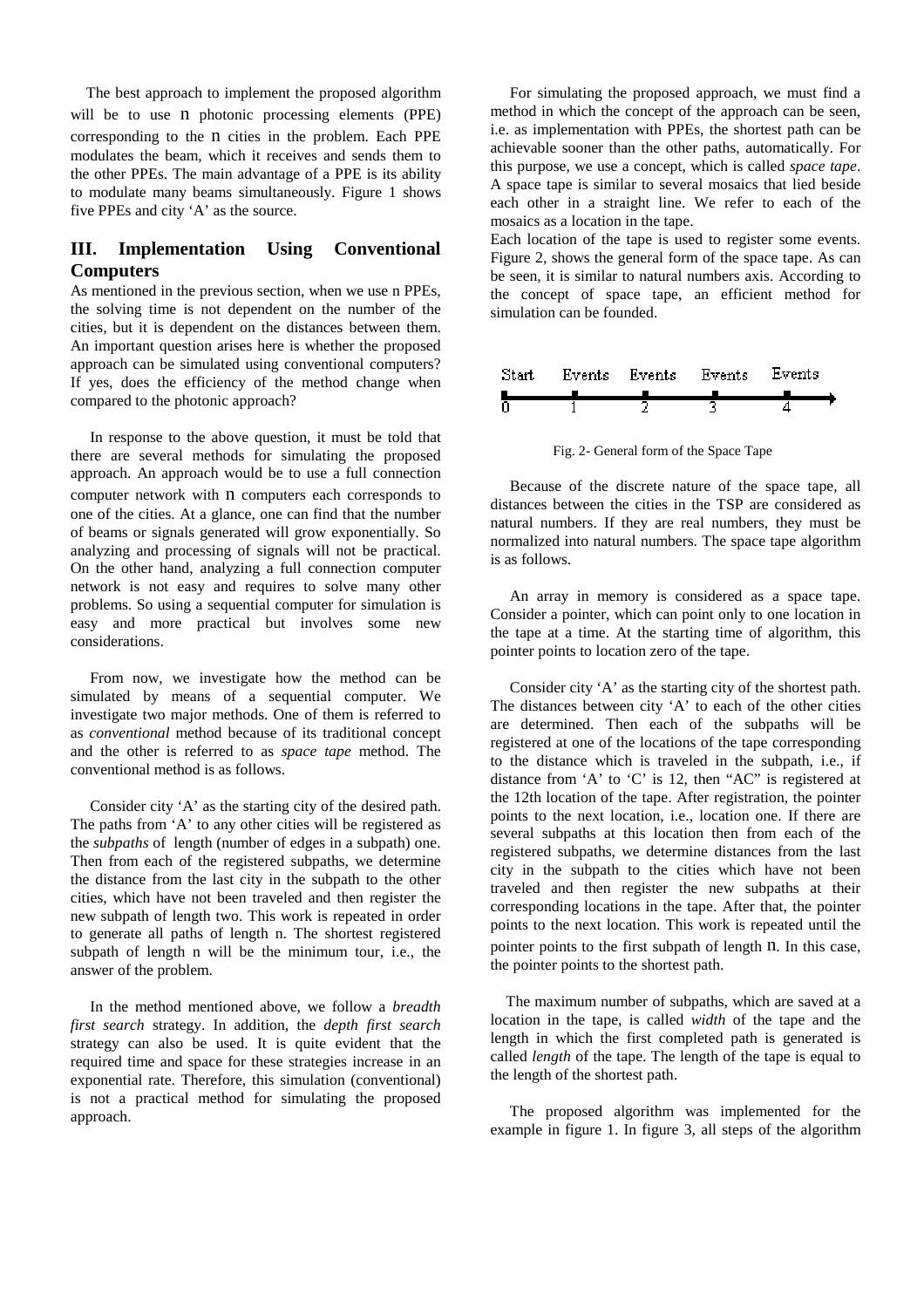The best approach to implement the proposed algorithm will be to use $n$ photonic processing elements (PPE) corresponding to the $n$ cities in the problem. Each PPE modulates the beam, which it receives and sends them to the other PPEs. The main advantage of a PPE is its ability to modulate many beams simultaneously. Figure 1 shows five PPEs and city 'A' as the source.

## III. Implementation Using Conventional Computers

As mentioned in the previous section, when we use n PPEs, the solving time is not dependent on the number of the cities, but it is dependent on the distances between them. An important question arises here is whether the proposed approach can be simulated using conventional computers? If yes, does the efficiency of the method change when compared to the photonic approach?

In response to the above question, it must be told that there are several methods for simulating the proposed approach. An approach would be to use a full connection computer network with $n$ computers each corresponds to one of the cities. At a glance, one can find that the number of beams or signals generated will grow exponentially. So analyzing and processing of signals will not be practical. On the other hand, analyzing a full connection computer network is not easy and requires to solve many other problems. So using a sequential computer for simulation is easy and more practical but involves some new considerations.

From now, we investigate how the method can be simulated by means of a sequential computer. We investigate two major methods. One of them is referred to as *conventional* method because of its traditional concept and the other is referred to as *space tape* method. The conventional method is as follows.

Consider city 'A' as the starting city of the desired path. The paths from 'A' to any other cities will be registered as the *subpaths* of length (number of edges in a subpath) one. Then from each of the registered subpaths, we determine the distance from the last city in the subpath to the other cities, which have not been traveled and then register the new subpath of length two. This work is repeated in order to generate all paths of length n. The shortest registered subpath of length n will be the minimum tour, i.e., the answer of the problem.

In the method mentioned above, we follow a *breadth first search* strategy. In addition, the *depth first search* strategy can also be used. It is quite evident that the required time and space for these strategies increase in an exponential rate. Therefore, this simulation (conventional) is not a practical method for simulating the proposed approach.

For simulating the proposed approach, we must find a method in which the concept of the approach can be seen, i.e. as implementation with PPEs, the shortest path can be achievable sooner than the other paths, automatically. For this purpose, we use a concept, which is called *space tape*. A space tape is similar to several mosaics that lied beside each other in a straight line. We refer to each of the mosaics as a location in the tape.

Each location of the tape is used to register some events. Figure 2, shows the general form of the space tape. As can be seen, it is similar to natural numbers axis. According to the concept of space tape, an efficient method for simulation can be founded.

| Start | Events | Events | Events | Events |
|---|---|---|---|---|
| 0 | 1 | 2 | 3 | 4 |

Fig. 2- General form of the Space Tape

Because of the discrete nature of the space tape, all distances between the cities in the TSP are considered as natural numbers. If they are real numbers, they must be normalized into natural numbers. The space tape algorithm is as follows.

An array in memory is considered as a space tape. Consider a pointer, which can point only to one location in the tape at a time. At the starting time of algorithm, this pointer points to location zero of the tape.

Consider city 'A' as the starting city of the shortest path. The distances between city 'A' to each of the other cities are determined. Then each of the subpaths will be registered at one of the locations of the tape corresponding to the distance which is traveled in the subpath, i.e., if distance from 'A' to 'C' is 12, then "AC" is registered at the 12th location of the tape. After registration, the pointer points to the next location, i.e., location one. If there are several subpaths at this location then from each of the registered subpaths, we determine distances from the last city in the subpath to the cities which have not been traveled and then register the new subpaths at their corresponding locations in the tape. After that, the pointer points to the next location. This work is repeated until the pointer points to the first subpath of length $n$. In this case, the pointer points to the shortest path.

The maximum number of subpaths, which are saved at a location in the tape, is called *width* of the tape and the length in which the first completed path is generated is called *length* of the tape. The length of the tape is equal to the length of the shortest path.

The proposed algorithm was implemented for the example in figure 1. In figure 3, all steps of the algorithm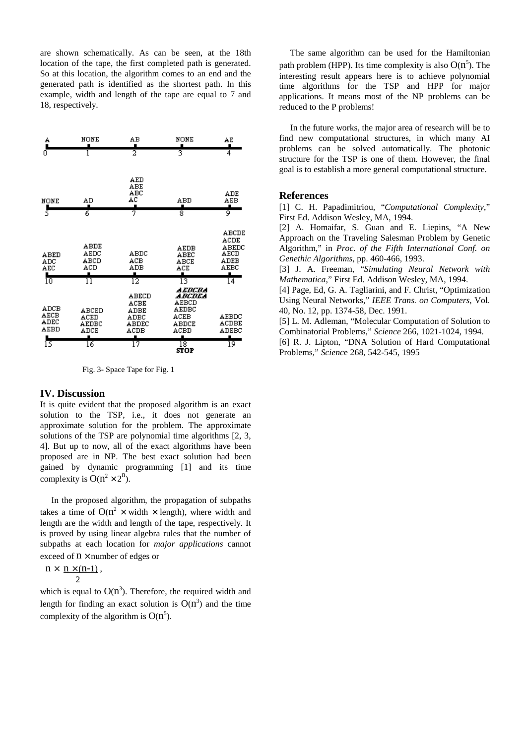are shown schematically. As can be seen, at the 18th location of the tape, the first completed path is generated. So at this location, the algorithm comes to an end and the generated path is identified as the shortest path. In this example, width and length of the tape are equal to 7 and 18, respectively.

A NONE AB NONE AE

0 1 2 3 4

NONE AD AED ABE ABC AC ABD ADE AEB

5 6 7 8 9

ABED ADC AEC ABDE AEDC ABCD ACD ABDC ACB ADB AEDB ABEC ABCE ACE ABCDE ACDE ABEDC AECD ADEB AEBC

10 11 12 13 14

ADCB AECB ADEC AEBD ABCED ACED AEDBC ADCE ABECD ACBE ADBE ADBC ABDEC ACDB AEDCBA ABCDEA AEBCD AEDBC ACEB ABDCE ACBD AEBDC ACDBE ADEBC

15 16 17 18 STOP 19

Fig. 3- Space Tape for Fig. 1

## IV. Discussion

It is quite evident that the proposed algorithm is an exact solution to the TSP, i.e., it does not generate an approximate solution for the problem. The approximate solutions of the TSP are polynomial time algorithms [2, 3, 4]. But up to now, all of the exact algorithms have been proposed are in NP. The best exact solution had been gained by dynamic programming [1] and its time complexity is $O(n^2 \times 2^n)$.

In the proposed algorithm, the propagation of subpaths takes a time of $O(n^2 \times \text{width} \times \text{length})$, where width and length are the width and length of the tape, respectively. It is proved by using linear algebra rules that the number of subpaths at each location for *major applications* cannot exceed of $n \times$ number of edges or

$$n \times \frac{n \times (n-1)}{2},$$

which is equal to $O(n^3)$. Therefore, the required width and length for finding an exact solution is $O(n^3)$ and the time complexity of the algorithm is $O(n^5)$.

The same algorithm can be used for the Hamiltonian path problem (HPP). Its time complexity is also $O(n^5)$. The interesting result appears here is to achieve polynomial time algorithms for the TSP and HPP for major applications. It means most of the NP problems can be reduced to the P problems!

In the future works, the major area of research will be to find new computational structures, in which many AI problems can be solved automatically. The photonic structure for the TSP is one of them. However, the final goal is to establish a more general computational structure.

## References

[1] C. H. Papadimitriou, "*Computational Complexity*," First Ed. Addison Wesley, MA, 1994.

[2] A. Homaifar, S. Guan and E. Liepins, "A New Approach on the Traveling Salesman Problem by Genetic Algorithm," in *Proc. of the Fifth International Conf. on Genethic Algorithms*, pp. 460-466, 1993.

[3] J. A. Freeman, "*Simulating Neural Network with Mathematica*," First Ed. Addison Wesley, MA, 1994.

[4] Page, Ed, G. A. Tagliarini, and F. Christ, "Optimization Using Neural Networks," *IEEE Trans. on Computers*, Vol. 40, No. 12, pp. 1374-58, Dec. 1991.

[5] L. M. Adleman, "Molecular Computation of Solution to Combinatorial Problems," *Science* 266, 1021-1024, 1994.

[6] R. J. Lipton, "DNA Solution of Hard Computational Problems," *Science* 268, 542-545, 1995